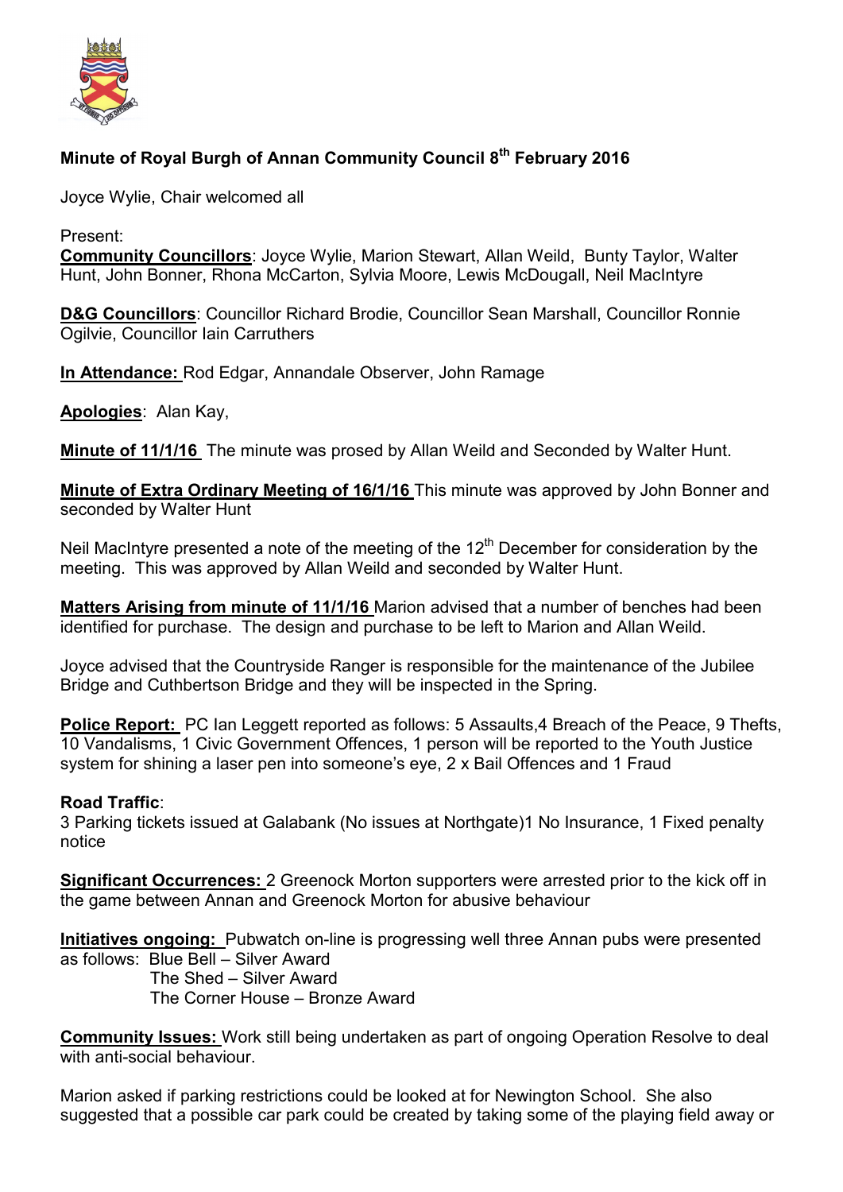# Minute of Royal Burgh of Annan Community Council 8th February 2016

Joyce Wylie, Chair welcomed all

Present:

**Community Councillors**: Joyce Wylie, Marion Stewart, Allan Weild, Bunty Taylor, Walter Hunt, John Bonner, Rhona McCarton, Sylvia Moore, Lewis McDougall, Neil MacIntyre

**D&G Councillors**: Councillor Richard Brodie, Councillor Sean Marshall, Councillor Ronnie Ogilvie, Councillor Iain Carruthers

**In Attendance:** Rod Edgar, Annandale Observer, John Ramage

**Apologies**: Alan Kay,

**Minute of 11/1/16** The minute was prosed by Allan Weild and Seconded by Walter Hunt.

**Minute of Extra Ordinary Meeting of 16/1/16** This minute was approved by John Bonner and seconded by Walter Hunt

Neil MacIntyre presented a note of the meeting of the 12th December for consideration by the meeting. This was approved by Allan Weild and seconded by Walter Hunt.

**Matters Arising from minute of 11/1/16** Marion advised that a number of benches had been identified for purchase. The design and purchase to be left to Marion and Allan Weild.

Joyce advised that the Countryside Ranger is responsible for the maintenance of the Jubilee Bridge and Cuthbertson Bridge and they will be inspected in the Spring.

**Police Report:** PC Ian Leggett reported as follows: 5 Assaults,4 Breach of the Peace, 9 Thefts, 10 Vandalisms, 1 Civic Government Offences, 1 person will be reported to the Youth Justice system for shining a laser pen into someone's eye, 2 x Bail Offences and 1 Fraud

**Road Traffic**:

3 Parking tickets issued at Galabank (No issues at Northgate)1 No Insurance, 1 Fixed penalty notice

**Significant Occurrences:** 2 Greenock Morton supporters were arrested prior to the kick off in the game between Annan and Greenock Morton for abusive behaviour

**Initiatives ongoing:** Pubwatch on-line is progressing well three Annan pubs were presented as follows: Blue Bell – Silver Award
The Shed – Silver Award
The Corner House – Bronze Award

**Community Issues:** Work still being undertaken as part of ongoing Operation Resolve to deal with anti-social behaviour.

Marion asked if parking restrictions could be looked at for Newington School. She also suggested that a possible car park could be created by taking some of the playing field away or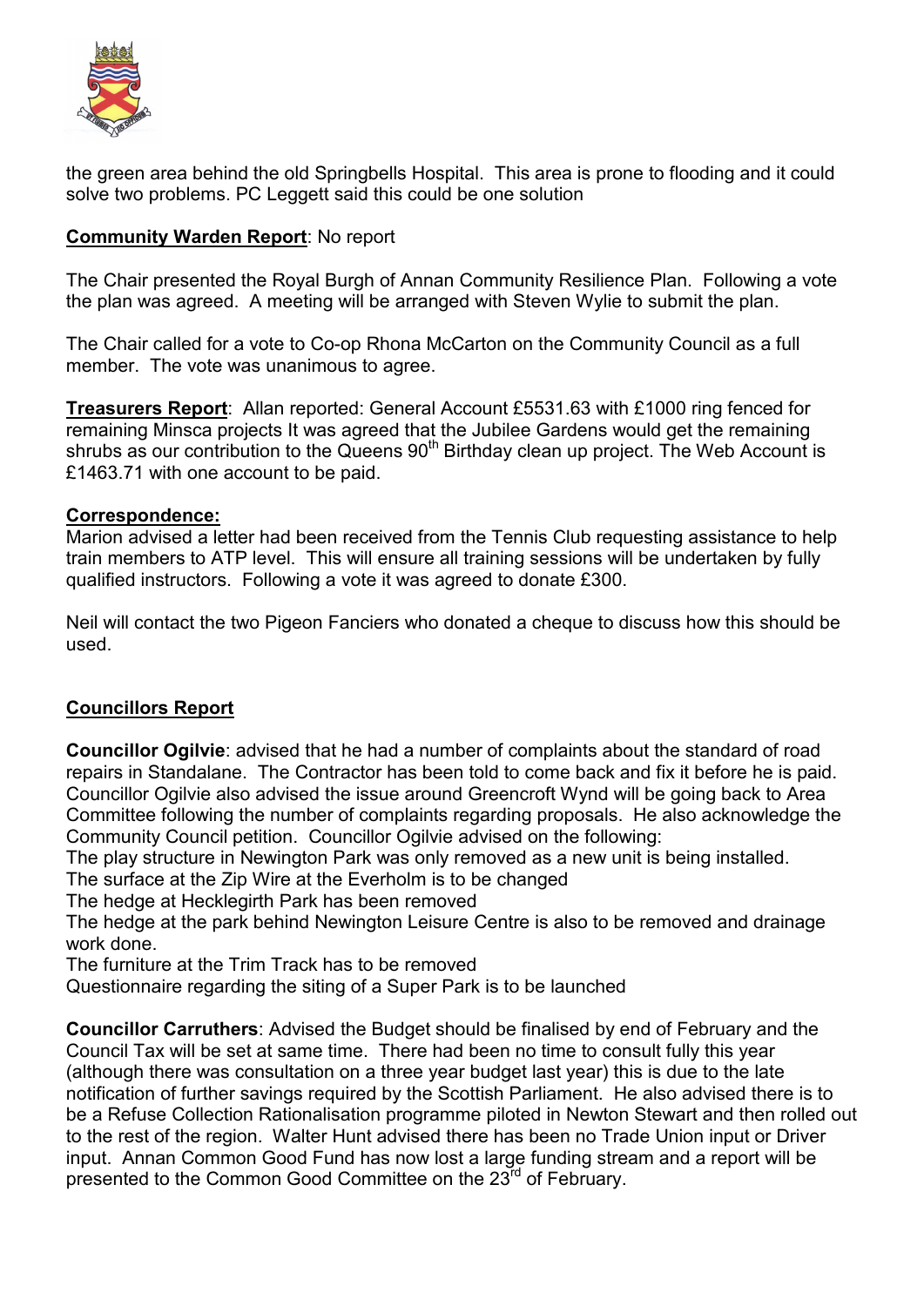the green area behind the old Springbells Hospital. This area is prone to flooding and it could solve two problems. PC Leggett said this could be one solution

**Community Warden Report**: No report

The Chair presented the Royal Burgh of Annan Community Resilience Plan. Following a vote the plan was agreed. A meeting will be arranged with Steven Wylie to submit the plan.

The Chair called for a vote to Co-op Rhona McCarton on the Community Council as a full member. The vote was unanimous to agree.

**Treasurers Report**: Allan reported: General Account £5531.63 with £1000 ring fenced for remaining Minsca projects It was agreed that the Jubilee Gardens would get the remaining shrubs as our contribution to the Queens 90th Birthday clean up project. The Web Account is £1463.71 with one account to be paid.

**Correspondence:**

Marion advised a letter had been received from the Tennis Club requesting assistance to help train members to ATP level. This will ensure all training sessions will be undertaken by fully qualified instructors. Following a vote it was agreed to donate £300.

Neil will contact the two Pigeon Fanciers who donated a cheque to discuss how this should be used.

**Councillors Report**

**Councillor Ogilvie**: advised that he had a number of complaints about the standard of road repairs in Standalane. The Contractor has been told to come back and fix it before he is paid. Councillor Ogilvie also advised the issue around Greencroft Wynd will be going back to Area Committee following the number of complaints regarding proposals. He also acknowledge the Community Council petition. Councillor Ogilvie advised on the following:

The play structure in Newington Park was only removed as a new unit is being installed.
The surface at the Zip Wire at the Everholm is to be changed
The hedge at Hecklegirth Park has been removed
The hedge at the park behind Newington Leisure Centre is also to be removed and drainage work done.
The furniture at the Trim Track has to be removed
Questionnaire regarding the siting of a Super Park is to be launched

**Councillor Carruthers**: Advised the Budget should be finalised by end of February and the Council Tax will be set at same time. There had been no time to consult fully this year (although there was consultation on a three year budget last year) this is due to the late notification of further savings required by the Scottish Parliament. He also advised there is to be a Refuse Collection Rationalisation programme piloted in Newton Stewart and then rolled out to the rest of the region. Walter Hunt advised there has been no Trade Union input or Driver input. Annan Common Good Fund has now lost a large funding stream and a report will be presented to the Common Good Committee on the 23rd of February.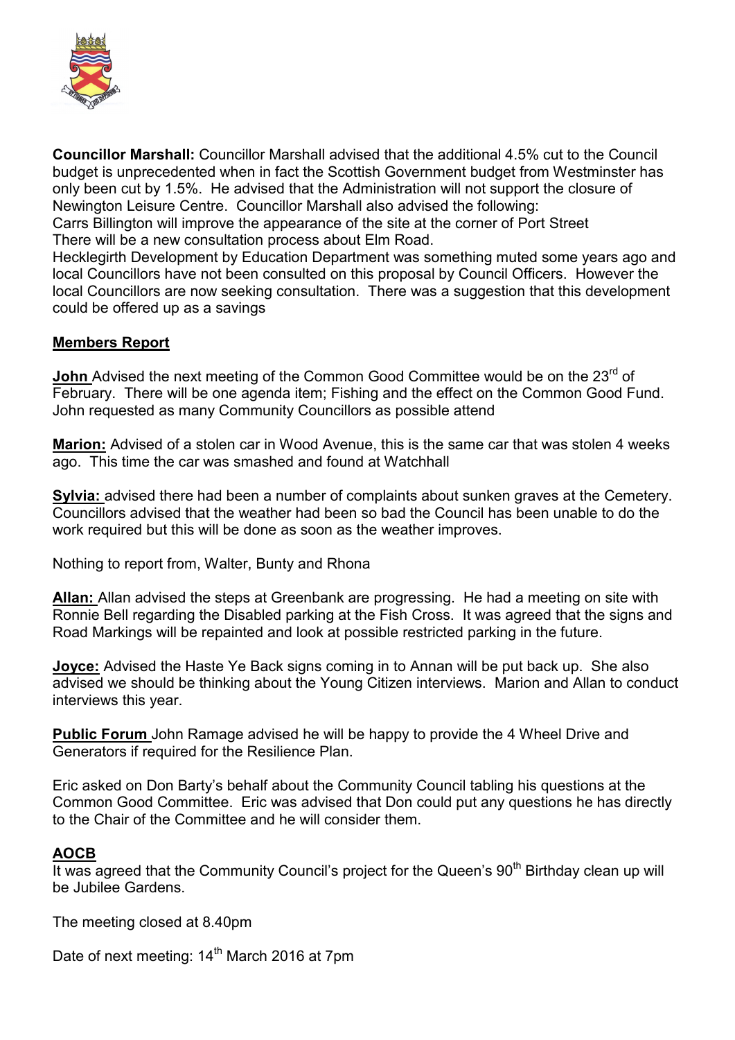**Councillor Marshall:** Councillor Marshall advised that the additional 4.5% cut to the Council budget is unprecedented when in fact the Scottish Government budget from Westminster has only been cut by 1.5%. He advised that the Administration will not support the closure of Newington Leisure Centre. Councillor Marshall also advised the following:
Carrs Billington will improve the appearance of the site at the corner of Port Street
There will be a new consultation process about Elm Road.
Hecklegirth Development by Education Department was something muted some years ago and local Councillors have not been consulted on this proposal by Council Officers. However the local Councillors are now seeking consultation. There was a suggestion that this development could be offered up as a savings

**Members Report**

**John** Advised the next meeting of the Common Good Committee would be on the 23rd of February. There will be one agenda item; Fishing and the effect on the Common Good Fund. John requested as many Community Councillors as possible attend

**Marion:** Advised of a stolen car in Wood Avenue, this is the same car that was stolen 4 weeks ago. This time the car was smashed and found at Watchhall

**Sylvia:** advised there had been a number of complaints about sunken graves at the Cemetery. Councillors advised that the weather had been so bad the Council has been unable to do the work required but this will be done as soon as the weather improves.

Nothing to report from, Walter, Bunty and Rhona

**Allan:** Allan advised the steps at Greenbank are progressing. He had a meeting on site with Ronnie Bell regarding the Disabled parking at the Fish Cross. It was agreed that the signs and Road Markings will be repainted and look at possible restricted parking in the future.

**Joyce:** Advised the Haste Ye Back signs coming in to Annan will be put back up. She also advised we should be thinking about the Young Citizen interviews. Marion and Allan to conduct interviews this year.

**Public Forum** John Ramage advised he will be happy to provide the 4 Wheel Drive and Generators if required for the Resilience Plan.

Eric asked on Don Barty's behalf about the Community Council tabling his questions at the Common Good Committee. Eric was advised that Don could put any questions he has directly to the Chair of the Committee and he will consider them.

**AOCB**

It was agreed that the Community Council's project for the Queen's 90th Birthday clean up will be Jubilee Gardens.

The meeting closed at 8.40pm

Date of next meeting: 14th March 2016 at 7pm